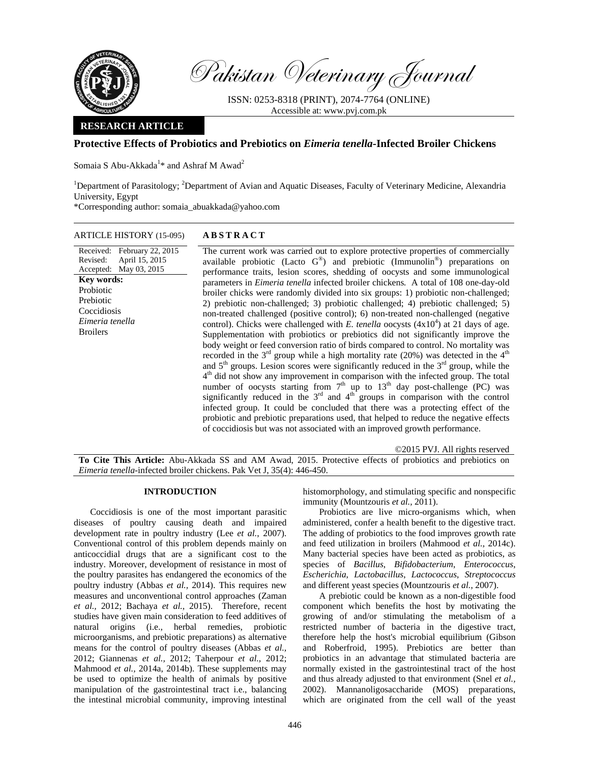# Pakistan Veterinary Journal

ISSN: 0253-8318 (PRINT), 2074-7764 (ONLINE)
Accessible at: www.pvj.com.pk

**RESEARCH ARTICLE**

## Protective Effects of Probiotics and Prebiotics on *Eimeria tenella*-Infected Broiler Chickens

Somaia S Abu-Akkada[1]* and Ashraf M Awad[2]

[1]Department of Parasitology; [2]Department of Avian and Aquatic Diseases, Faculty of Veterinary Medicine, Alexandria University, Egypt

*Corresponding author: somaia_abuakkada@yahoo.com

**ARTICLE HISTORY** (15-095)

Received: February 22, 2015
Revised: April 15, 2015
Accepted: May 03, 2015

**Key words:**
Probiotic
Prebiotic
Coccidiosis
*Eimeria tenella*
Broilers

**ABSTRACT**

The current work was carried out to explore protective properties of commercially available probiotic (Lacto G®) and prebiotic (Immunolin®) preparations on performance traits, lesion scores, shedding of oocysts and some immunological parameters in *Eimeria tenella* infected broiler chickens. A total of 108 one-day-old broiler chicks were randomly divided into six groups: 1) probiotic non-challenged; 2) prebiotic non-challenged; 3) probiotic challenged; 4) prebiotic challenged; 5) non-treated challenged (positive control); 6) non-treated non-challenged (negative control). Chicks were challenged with *E. tenella* oocysts ($4x10^4$) at 21 days of age. Supplementation with probiotics or prebiotics did not significantly improve the body weight or feed conversion ratio of birds compared to control. No mortality was recorded in the 3rd group while a high mortality rate (20%) was detected in the 4th and 5th groups. Lesion scores were significantly reduced in the 3rd group, while the 4th did not show any improvement in comparison with the infected group. The total number of oocysts starting from 7th up to 13th day post-challenge (PC) was significantly reduced in the 3rd and 4th groups in comparison with the control infected group. It could be concluded that there was a protecting effect of the probiotic and prebiotic preparations used, that helped to reduce the negative effects of coccidiosis but was not associated with an improved growth performance.

©2015 PVJ. All rights reserved

**To Cite This Article:** Abu-Akkada SS and AM Awad, 2015. Protective effects of probiotics and prebiotics on *Eimeria tenella*-infected broiler chickens. Pak Vet J, 35(4): 446-450.

## INTRODUCTION

Coccidiosis is one of the most important parasitic diseases of poultry causing death and impaired development rate in poultry industry (Lee *et al.,* 2007). Conventional control of this problem depends mainly on anticoccidial drugs that are a significant cost to the industry. Moreover, development of resistance in most of the poultry parasites has endangered the economics of the poultry industry (Abbas *et al.,* 2014). This requires new measures and unconventional control approaches (Zaman *et al.,* 2012; Bachaya *et al.,* 2015). Therefore, recent studies have given main consideration to feed additives of natural origins (i.e., herbal remedies, probiotic microorganisms, and prebiotic preparations) as alternative means for the control of poultry diseases (Abbas *et al.,* 2012; Giannenas *et al.,* 2012; Taherpour *et al.,* 2012; Mahmood *et al.,* 2014a, 2014b). These supplements may be used to optimize the health of animals by positive manipulation of the gastrointestinal tract i.e., balancing the intestinal microbial community, improving intestinal histomorphology, and stimulating specific and nonspecific immunity (Mountzouris *et al.,* 2011).

Probiotics are live micro-organisms which, when administered, confer a health benefit to the digestive tract. The adding of probiotics to the food improves growth rate and feed utilization in broilers (Mahmood *et al.,* 2014c). Many bacterial species have been acted as probiotics, as species of *Bacillus*, *Bifidobacterium*, *Enterococcus*, *Escherichia*, *Lactobacillus*, *Lactococcus*, *Streptococcus* and different yeast species (Mountzouris *et al.,* 2007).

A prebiotic could be known as a non-digestible food component which benefits the host by motivating the growing of and/or stimulating the metabolism of a restricted number of bacteria in the digestive tract, therefore help the host's microbial equilibrium (Gibson and Roberfroid, 1995). Prebiotics are better than probiotics in an advantage that stimulated bacteria are normally existed in the gastrointestinal tract of the host and thus already adjusted to that environment (Snel *et al.,* 2002). Mannanoligosaccharide (MOS) preparations, which are originated from the cell wall of the yeast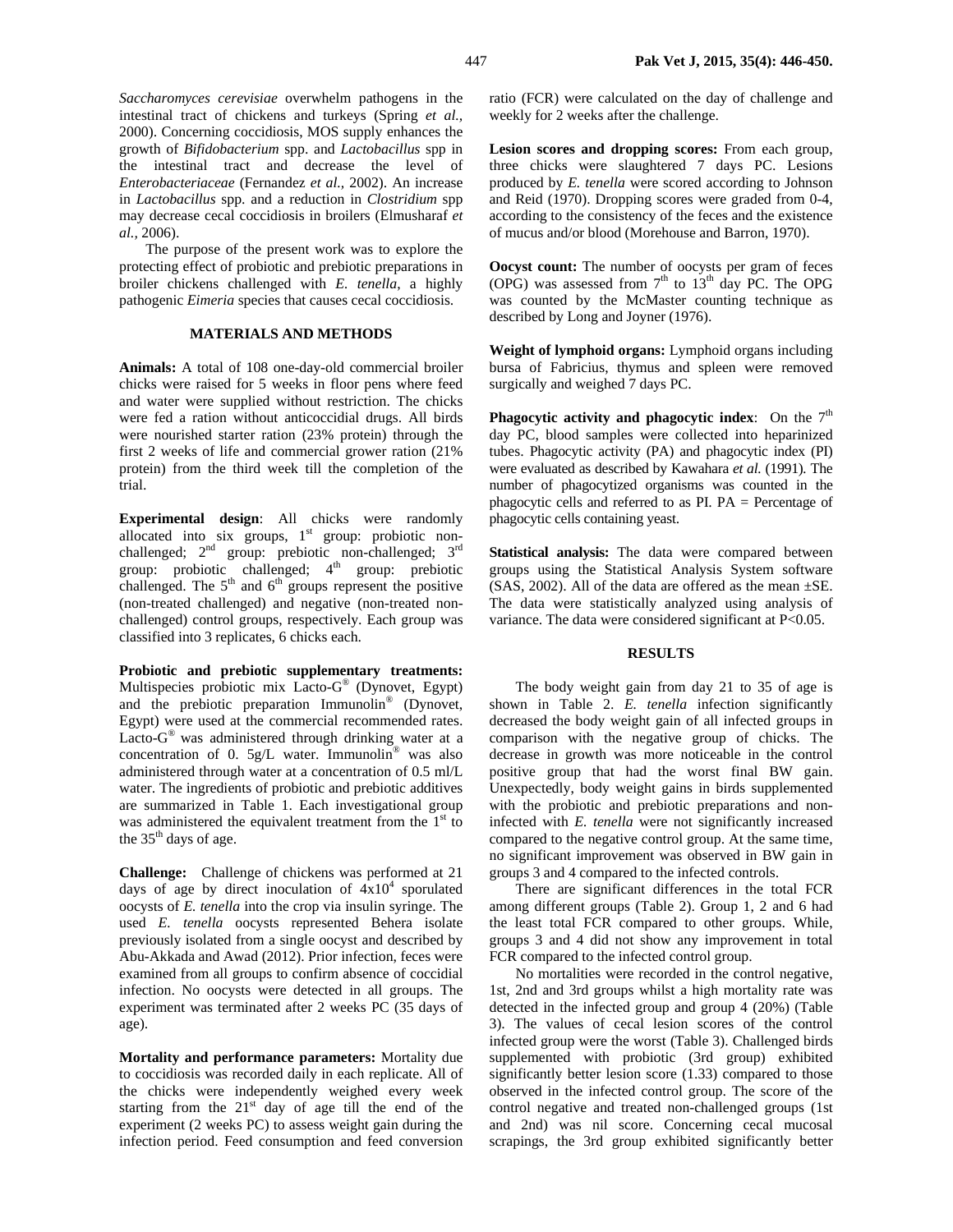*Saccharomyces cerevisiae* overwhelm pathogens in the intestinal tract of chickens and turkeys (Spring *et al.,* 2000). Concerning coccidiosis, MOS supply enhances the growth of *Bifidobacterium* spp. and *Lactobacillus* spp in the intestinal tract and decrease the level of *Enterobacteriaceae* (Fernandez *et al.,* 2002). An increase in *Lactobacillus* spp. and a reduction in *Clostridium* spp may decrease cecal coccidiosis in broilers (Elmusharaf *et al.,* 2006).

The purpose of the present work was to explore the protecting effect of probiotic and prebiotic preparations in broiler chickens challenged with *E. tenella*, a highly pathogenic *Eimeria* species that causes cecal coccidiosis.

## MATERIALS AND METHODS

**Animals:** A total of 108 one-day-old commercial broiler chicks were raised for 5 weeks in floor pens where feed and water were supplied without restriction. The chicks were fed a ration without anticoccidial drugs. All birds were nourished starter ration (23% protein) through the first 2 weeks of life and commercial grower ration (21% protein) from the third week till the completion of the trial.

**Experimental design**: All chicks were randomly allocated into six groups, 1st group: probiotic non-challenged; 2nd group: prebiotic non-challenged; 3rd group: probiotic challenged; 4th group: prebiotic challenged. The 5th and 6th groups represent the positive (non-treated challenged) and negative (non-treated non-challenged) control groups, respectively. Each group was classified into 3 replicates, 6 chicks each.

**Probiotic and prebiotic supplementary treatments:** Multispecies probiotic mix Lacto-G® (Dynovet, Egypt) and the prebiotic preparation Immunolin® (Dynovet, Egypt) were used at the commercial recommended rates. Lacto-G® was administered through drinking water at a concentration of 0. 5g/L water. Immunolin® was also administered through water at a concentration of 0.5 ml/L water. The ingredients of probiotic and prebiotic additives are summarized in Table 1. Each investigational group was administered the equivalent treatment from the 1st to the 35th days of age.

**Challenge:** Challenge of chickens was performed at 21 days of age by direct inoculation of $4 \times 10^4$ sporulated oocysts of *E. tenella* into the crop via insulin syringe. The used *E. tenella* oocysts represented Behera isolate previously isolated from a single oocyst and described by Abu-Akkada and Awad (2012). Prior infection, feces were examined from all groups to confirm absence of coccidial infection. No oocysts were detected in all groups. The experiment was terminated after 2 weeks PC (35 days of age).

**Mortality and performance parameters:** Mortality due to coccidiosis was recorded daily in each replicate. All of the chicks were independently weighed every week starting from the 21st day of age till the end of the experiment (2 weeks PC) to assess weight gain during the infection period. Feed consumption and feed conversion ratio (FCR) were calculated on the day of challenge and weekly for 2 weeks after the challenge.

**Lesion scores and dropping scores:** From each group, three chicks were slaughtered 7 days PC. Lesions produced by *E. tenella* were scored according to Johnson and Reid (1970). Dropping scores were graded from 0-4, according to the consistency of the feces and the existence of mucus and/or blood (Morehouse and Barron, 1970).

**Oocyst count:** The number of oocysts per gram of feces (OPG) was assessed from 7th to 13th day PC. The OPG was counted by the McMaster counting technique as described by Long and Joyner (1976).

**Weight of lymphoid organs:** Lymphoid organs including bursa of Fabricius, thymus and spleen were removed surgically and weighed 7 days PC.

**Phagocytic activity and phagocytic index**: On the 7th day PC, blood samples were collected into heparinized tubes. Phagocytic activity (PA) and phagocytic index (PI) were evaluated as described by Kawahara *et al.* (1991)*.* The number of phagocytized organisms was counted in the phagocytic cells and referred to as PI. PA = Percentage of phagocytic cells containing yeast.

**Statistical analysis:** The data were compared between groups using the Statistical Analysis System software (SAS, 2002). All of the data are offered as the mean ±SE. The data were statistically analyzed using analysis of variance. The data were considered significant at $P<0.05$.

## RESULTS

The body weight gain from day 21 to 35 of age is shown in Table 2. *E. tenella* infection significantly decreased the body weight gain of all infected groups in comparison with the negative group of chicks. The decrease in growth was more noticeable in the control positive group that had the worst final BW gain. Unexpectedly, body weight gains in birds supplemented with the probiotic and prebiotic preparations and non-infected with *E. tenella* were not significantly increased compared to the negative control group. At the same time, no significant improvement was observed in BW gain in groups 3 and 4 compared to the infected controls.

There are significant differences in the total FCR among different groups (Table 2). Group 1, 2 and 6 had the least total FCR compared to other groups. While, groups 3 and 4 did not show any improvement in total FCR compared to the infected control group.

No mortalities were recorded in the control negative, 1st, 2nd and 3rd groups whilst a high mortality rate was detected in the infected group and group 4 (20%) (Table 3). The values of cecal lesion scores of the control infected group were the worst (Table 3). Challenged birds supplemented with probiotic (3rd group) exhibited significantly better lesion score (1.33) compared to those observed in the infected control group. The score of the control negative and treated non-challenged groups (1st and 2nd) was nil score. Concerning cecal mucosal scrapings, the 3rd group exhibited significantly better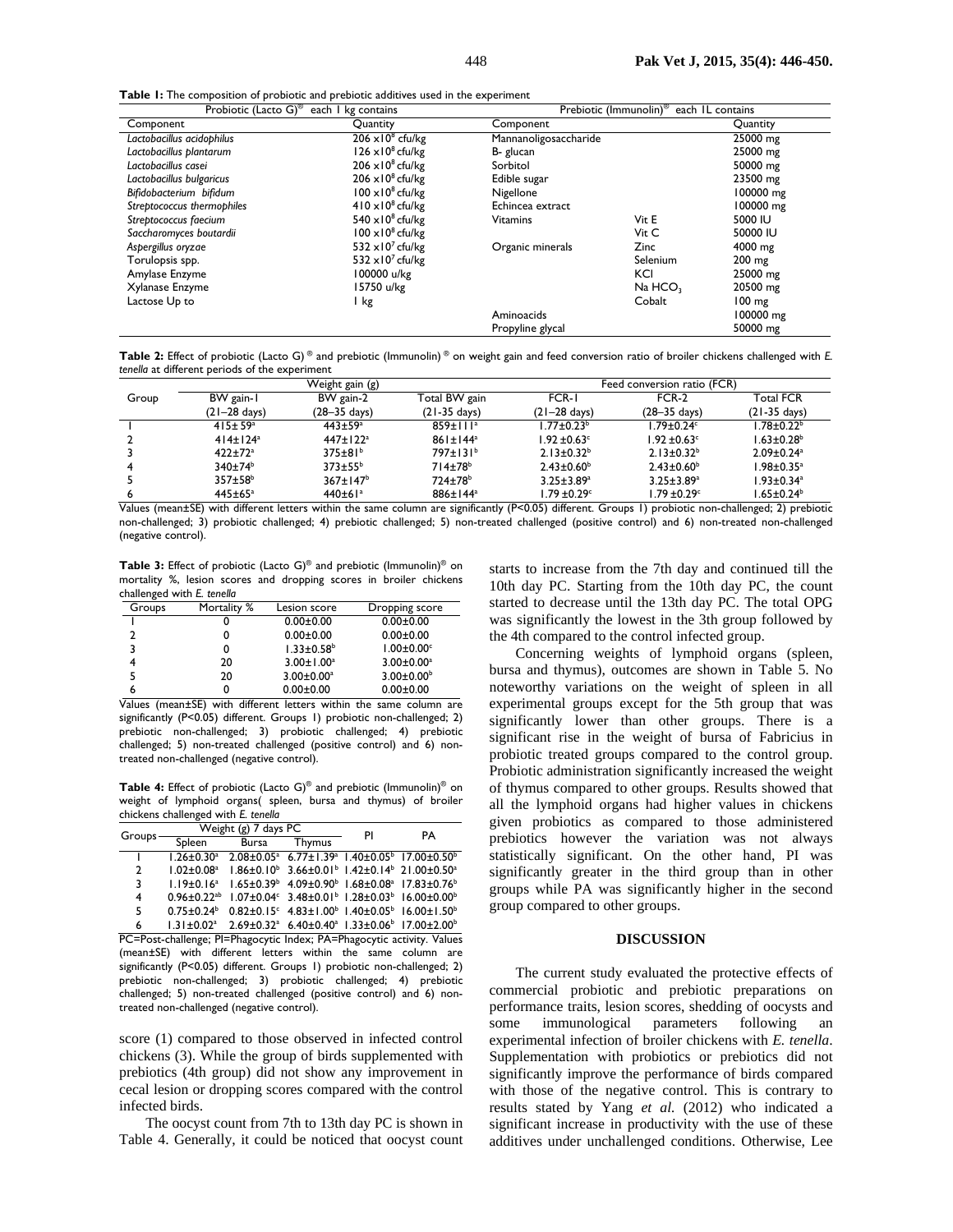**Table 1:** The composition of probiotic and prebiotic additives used in the experiment

| Probiotic (Lacto G)® each 1 kg contains | | Prebiotic (Immunolin)® each 1L contains | | |
|---|---|---|---|---|
| Component | Quantity | Component | | Quantity |
| *Lactobacillus acidophilus* | $206 \times 10^8$ cfu/kg | Mannanoligosaccharide | | 25000 mg |
| *Lactobacillus plantarum* | $126 \times 10^8$ cfu/kg | B- glucan | | 25000 mg |
| *Lactobacillus casei* | $206 \times 10^8$ cfu/kg | Sorbitol | | 50000 mg |
| *Lactobacillus bulgaricus* | $206 \times 10^8$ cfu/kg | Edible sugar | | 23500 mg |
| *Bifidobacterium bifidum* | $100 \times 10^8$ cfu/kg | Nigellone | | 100000 mg |
| *Streptococcus thermophiles* | $410 \times 10^8$ cfu/kg | Echincea extract | | 100000 mg |
| *Streptococcus faecium* | $540 \times 10^8$ cfu/kg | Vitamins | Vit E | 5000 IU |
| *Saccharomyces boutardii* | $100 \times 10^8$ cfu/kg | | Vit C | 50000 IU |
| *Aspergillus oryzae* | $532 \times 10^7$ cfu/kg | Organic minerals | Zinc | 4000 mg |
| Torulopsis spp. | $532 \times 10^7$ cfu/kg | | Selenium | 200 mg |
| Amylase Enzyme | 100000 u/kg | | KCl | 25000 mg |
| Xylanase Enzyme | 15750 u/kg | | Na $HCO_3$ | 20500 mg |
| Lactose Up to | 1 kg | | Cobalt | 100 mg |
| | | Aminoacids | | 100000 mg |
| | | Propyline glycal | | 50000 mg |

**Table 2:** Effect of probiotic (Lacto G) ® and prebiotic (Immunolin) ® on weight gain and feed conversion ratio of broiler chickens challenged with *E. tenella* at different periods of the experiment

| Group | Weight gain (g) | | | Feed conversion ratio (FCR) | | |
|---|---|---|---|---|---|---|
| | BW gain-1 (21–28 days) | BW gain-2 (28–35 days) | Total BW gain (21-35 days) | FCR-1 (21–28 days) | FCR-2 (28–35 days) | Total FCR (21-35 days) |
| 1 | 415± 59[a] | 443±59[a] | 859±111[a] | 1.77±0.23[b] | 1.79±0.24[c] | 1.78±0.22[b] |
| 2 | 414±124[a] | 447±122[a] | 861±144[a] | 1.92 ±0.63[c] | 1.92 ±0.63[c] | 1.63±0.28[b] |
| 3 | 422±72[a] | 375±81[b] | 797±131[b] | 2.13±0.32[b] | 2.13±0.32[b] | 2.09±0.24[a] |
| 4 | 340±74[b] | 373±55[b] | 714±78[b] | 2.43±0.60[b] | 2.43±0.60[b] | 1.98±0.35[a] |
| 5 | 357±58[b] | 367±147[b] | 724±78[b] | 3.25±3.89[a] | 3.25±3.89[a] | 1.93±0.34[a] |
| 6 | 445±65[a] | 440±61[a] | 886±144[a] | 1.79 ±0.29[c] | 1.79 ±0.29[c] | 1.65±0.24[b] |

Values (mean±SE) with different letters within the same column are significantly (P<0.05) different. Groups 1) probiotic non-challenged; 2) prebiotic non-challenged; 3) probiotic challenged; 4) prebiotic challenged; 5) non-treated challenged (positive control) and 6) non-treated non-challenged (negative control).

**Table 3:** Effect of probiotic (Lacto G)® and prebiotic (Immunolin)® on mortality %, lesion scores and dropping scores in broiler chickens challenged with *E. tenella*

| Groups | Mortality % | Lesion score | Dropping score |
|---|---|---|---|
| 1 | 0 | 0.00±0.00 | 0.00±0.00 |
| 2 | 0 | 0.00±0.00 | 0.00±0.00 |
| 3 | 0 | 1.33±0.58[b] | 1.00±0.00[c] |
| 4 | 20 | 3.00±1.00[a] | 3.00±0.00[a] |
| 5 | 20 | 3.00±0.00[a] | 3.00±0.00[b] |
| 6 | 0 | 0.00±0.00 | 0.00±0.00 |

Values (mean±SE) with different letters within the same column are significantly (P<0.05) different. Groups 1) probiotic non-challenged; 2) prebiotic non-challenged; 3) probiotic challenged; 4) prebiotic challenged; 5) non-treated challenged (positive control) and 6) non-treated non-challenged (negative control).

**Table 4:** Effect of probiotic (Lacto G)® and prebiotic (Immunolin)® on weight of lymphoid organs( spleen, bursa and thymus) of broiler chickens challenged with *E. tenella*

| Groups | Weight (g) 7 days PC | | | PI | PA |
|---|---|---|---|---|---|
| | Spleen | Bursa | Thymus | | |
| 1 | 1.26±0.30[a] | 2.08±0.05[a] | 6.77±1.39[a] | 1.40±0.05[b] | 17.00±0.50[b] |
| 2 | 1.02±0.08[a] | 1.86±0.10[b] | 3.66±0.01[b] | 1.42±0.14[b] | 21.00±0.50[a] |
| 3 | 1.19±0.16[a] | 1.65±0.39[b] | 4.09±0.90[b] | 1.68±0.08[a] | 17.83±0.76[b] |
| 4 | 0.96±0.22[ab] | 1.07±0.04[c] | 3.48±0.01[b] | 1.28±0.03[b] | 16.00±0.00[b] |
| 5 | 0.75±0.24[b] | 0.82±0.15[c] | 4.83±1.00[b] | 1.40±0.05[b] | 16.00±1.50[b] |
| 6 | 1.31±0.02[a] | 2.69±0.32[a] | 6.40±0.40[a] | 1.33±0.06[b] | 17.00±2.00[b] |

PC=Post-challenge; PI=Phagocytic Index; PA=Phagocytic activity. Values (mean±SE) with different letters within the same column are significantly (P<0.05) different. Groups 1) probiotic non-challenged; 2) prebiotic non-challenged; 3) probiotic challenged; 4) prebiotic challenged; 5) non-treated challenged (positive control) and 6) non-treated non-challenged (negative control).

score (1) compared to those observed in infected control chickens (3). While the group of birds supplemented with prebiotics (4th group) did not show any improvement in cecal lesion or dropping scores compared with the control infected birds.

The oocyst count from 7th to 13th day PC is shown in Table 4. Generally, it could be noticed that oocyst count starts to increase from the 7th day and continued till the 10th day PC. Starting from the 10th day PC, the count started to decrease until the 13th day PC. The total OPG was significantly the lowest in the 3th group followed by the 4th compared to the control infected group.

Concerning weights of lymphoid organs (spleen, bursa and thymus), outcomes are shown in Table 5. No noteworthy variations on the weight of spleen in all experimental groups except for the 5th group that was significantly lower than other groups. There is a significant rise in the weight of bursa of Fabricius in probiotic treated groups compared to the control group. Probiotic administration significantly increased the weight of thymus compared to other groups. Results showed that all the lymphoid organs had higher values in chickens given probiotics as compared to those administered prebiotics however the variation was not always statistically significant. On the other hand, PI was significantly greater in the third group than in other groups while PA was significantly higher in the second group compared to other groups.

## DISCUSSION

The current study evaluated the protective effects of commercial probiotic and prebiotic preparations on performance traits, lesion scores, shedding of oocysts and some immunological parameters following an experimental infection of broiler chickens with *E. tenella*. Supplementation with probiotics or prebiotics did not significantly improve the performance of birds compared with those of the negative control. This is contrary to results stated by Yang *et al.* (2012) who indicated a significant increase in productivity with the use of these additives under unchallenged conditions. Otherwise, Lee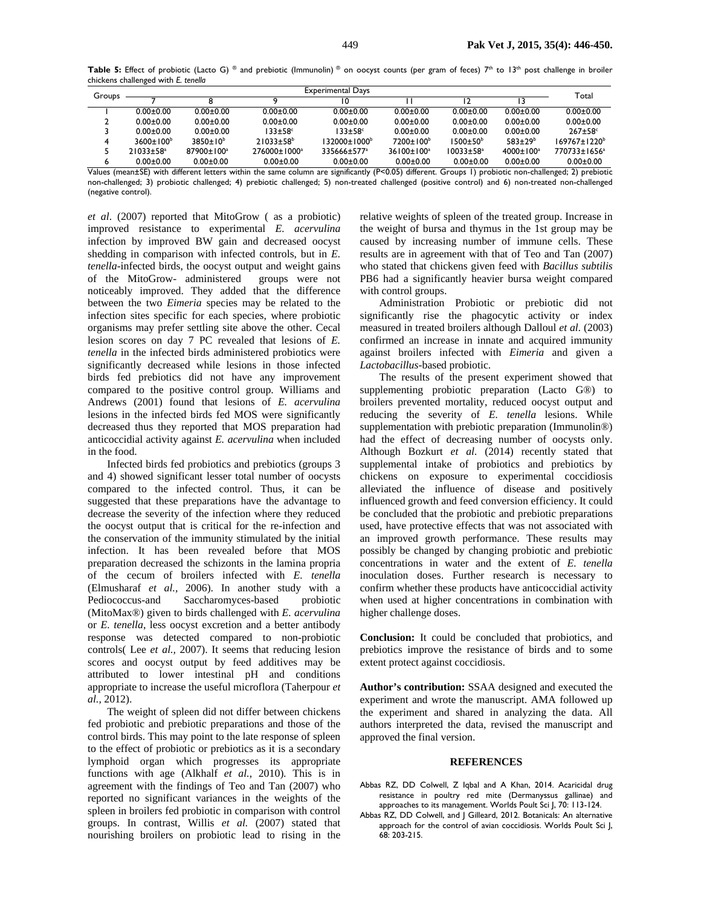**Table 5:** Effect of probiotic (Lacto G) ® and prebiotic (Immunolin) ® on oocyst counts (per gram of feces) 7[th] to 13[th] post challenge in broiler chickens challenged with *E. tenella*

| Groups | Experimental Days | | | | | | | Total |
|---|---|---|---|---|---|---|---|---|
| | 7 | 8 | 9 | 10 | 11 | 12 | 13 | |
| 1 | 0.00±0.00 | 0.00±0.00 | 0.00±0.00 | 0.00±0.00 | 0.00±0.00 | 0.00±0.00 | 0.00±0.00 | 0.00±0.00 |
| 2 | 0.00±0.00 | 0.00±0.00 | 0.00±0.00 | 0.00±0.00 | 0.00±0.00 | 0.00±0.00 | 0.00±0.00 | 0.00±0.00 |
| 3 | 0.00±0.00 | 0.00±0.00 | 133±58[c] | 133±58[c] | 0.00±0.00 | 0.00±0.00 | 0.00±0.00 | 267±58[c] |
| 4 | 3600±100[b] | 3850±10[b] | 21033±58[b] | 132000±1000[b] | 7200±100[b] | 1500±50[b] | 583±29[b] | 169767±1220[b] |
| 5 | 21033±58[a] | 87900±100[a] | 276000±1000[a] | 335666±577[a] | 36100±100[a] | 10033±58[a] | 4000±100[a] | 770733±1656[a] |
| 6 | 0.00±0.00 | 0.00±0.00 | 0.00±0.00 | 0.00±0.00 | 0.00±0.00 | 0.00±0.00 | 0.00±0.00 | 0.00±0.00 |

Values (mean±SE) with different letters within the same column are significantly (P<0.05) different. Groups 1) probiotic non-challenged; 2) prebiotic non-challenged; 3) probiotic challenged; 4) prebiotic challenged; 5) non-treated challenged (positive control) and 6) non-treated non-challenged (negative control).

*et al*. (2007) reported that MitoGrow ( as a probiotic) improved resistance to experimental *E. acervulina* infection by improved BW gain and decreased oocyst shedding in comparison with infected controls, but in *E. tenella*-infected birds, the oocyst output and weight gains of the MitoGrow- administered groups were not noticeably improved. They added that the difference between the two *Eimeria* species may be related to the infection sites specific for each species, where probiotic organisms may prefer settling site above the other. Cecal lesion scores on day 7 PC revealed that lesions of *E. tenella* in the infected birds administered probiotics were significantly decreased while lesions in those infected birds fed prebiotics did not have any improvement compared to the positive control group. Williams and Andrews (2001) found that lesions of *E. acervulina* lesions in the infected birds fed MOS were significantly decreased thus they reported that MOS preparation had anticoccidial activity against *E. acervulina* when included in the food.

Infected birds fed probiotics and prebiotics (groups 3 and 4) showed significant lesser total number of oocysts compared to the infected control. Thus, it can be suggested that these preparations have the advantage to decrease the severity of the infection where they reduced the oocyst output that is critical for the re-infection and the conservation of the immunity stimulated by the initial infection. It has been revealed before that MOS preparation decreased the schizonts in the lamina propria of the cecum of broilers infected with *E. tenella* (Elmusharaf *et al.,* 2006). In another study with a Pediococcus-and Saccharomyces-based probiotic (MitoMax®) given to birds challenged with *E. acervulina* or *E. tenella*, less oocyst excretion and a better antibody response was detected compared to non-probiotic controls( Lee *et al.,* 2007). It seems that reducing lesion scores and oocyst output by feed additives may be attributed to lower intestinal pH and conditions appropriate to increase the useful microflora (Taherpour *et al.,* 2012).

The weight of spleen did not differ between chickens fed probiotic and prebiotic preparations and those of the control birds. This may point to the late response of spleen to the effect of probiotic or prebiotics as it is a secondary lymphoid organ which progresses its appropriate functions with age (Alkhalf *et al.,* 2010). This is in agreement with the findings of Teo and Tan (2007) who reported no significant variances in the weights of the spleen in broilers fed probiotic in comparison with control groups. In contrast, Willis *et al.* (2007) stated that nourishing broilers on probiotic lead to rising in the relative weights of spleen of the treated group. Increase in the weight of bursa and thymus in the 1st group may be caused by increasing number of immune cells. These results are in agreement with that of Teo and Tan (2007) who stated that chickens given feed with *Bacillus subtilis* PB6 had a significantly heavier bursa weight compared with control groups.

Administration Probiotic or prebiotic did not significantly rise the phagocytic activity or index measured in treated broilers although Dalloul *et al.* (2003) confirmed an increase in innate and acquired immunity against broilers infected with *Eimeria* and given a *Lactobacillus*-based probiotic.

The results of the present experiment showed that supplementing probiotic preparation (Lacto G®) to broilers prevented mortality, reduced oocyst output and reducing the severity of *E. tenella* lesions. While supplementation with prebiotic preparation (Immunolin®) had the effect of decreasing number of oocysts only. Although Bozkurt *et al.* (2014) recently stated that supplemental intake of probiotics and prebiotics by chickens on exposure to experimental coccidiosis alleviated the influence of disease and positively influenced growth and feed conversion efficiency. It could be concluded that the probiotic and prebiotic preparations used, have protective effects that was not associated with an improved growth performance. These results may possibly be changed by changing probiotic and prebiotic concentrations in water and the extent of *E. tenella* inoculation doses. Further research is necessary to confirm whether these products have anticoccidial activity when used at higher concentrations in combination with higher challenge doses.

**Conclusion:** It could be concluded that probiotics, and prebiotics improve the resistance of birds and to some extent protect against coccidiosis.

**Author's contribution:** SSAA designed and executed the experiment and wrote the manuscript. AMA followed up the experiment and shared in analyzing the data. All authors interpreted the data, revised the manuscript and approved the final version.

## REFERENCES

Abbas RZ, DD Colwell, Z Iqbal and A Khan, 2014. Acaricidal drug resistance in poultry red mite (Dermanyssus gallinae) and approaches to its management. Worlds Poult Sci J, 70: 113-124.

Abbas RZ, DD Colwell, and J Gilleard, 2012. Botanicals: An alternative approach for the control of avian coccidiosis. Worlds Poult Sci J, 68: 203-215.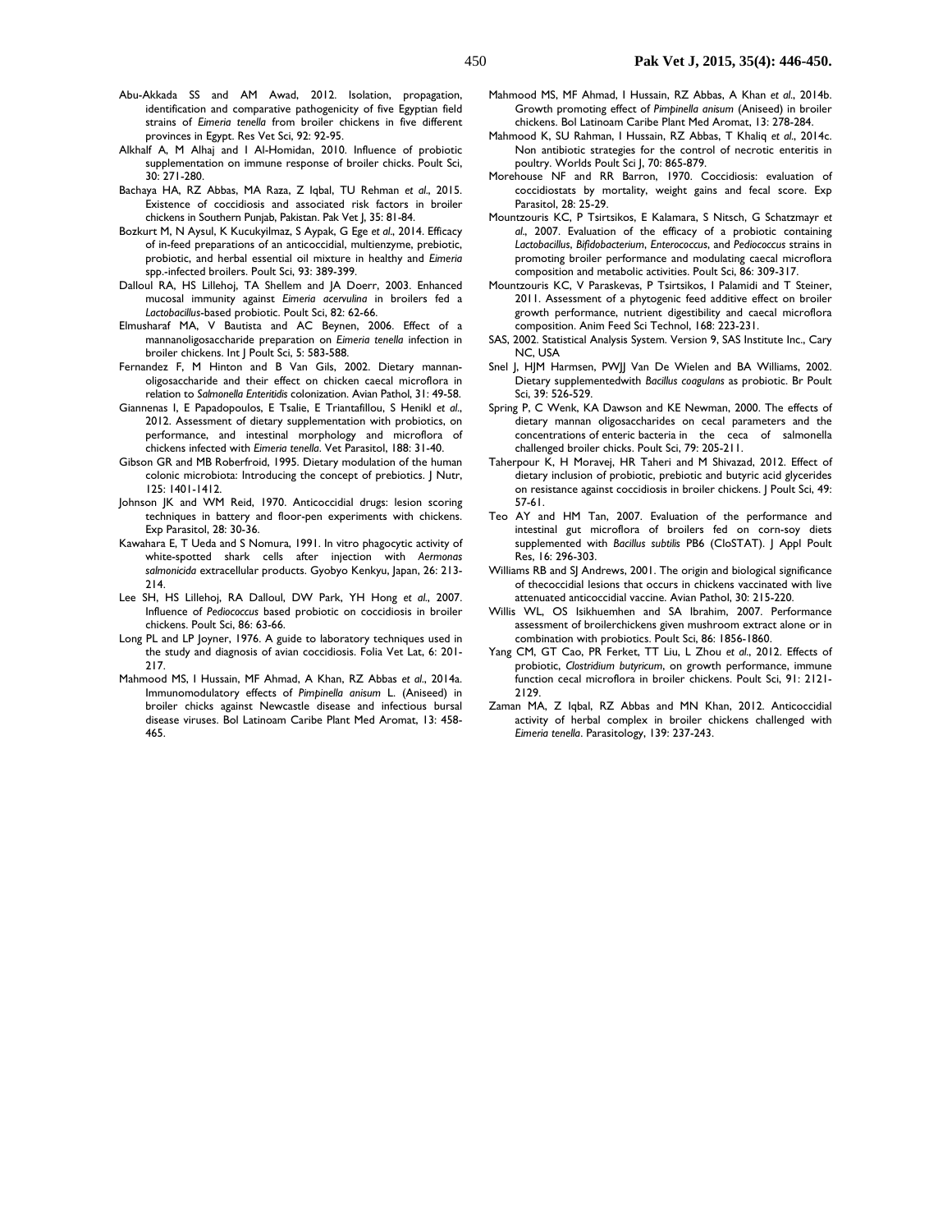Abu-Akkada SS and AM Awad, 2012. Isolation, propagation, identification and comparative pathogenicity of five Egyptian field strains of *Eimeria tenella* from broiler chickens in five different provinces in Egypt. Res Vet Sci, 92: 92-95.

Alkhalf A, M Alhaj and I Al-Homidan, 2010. Influence of probiotic supplementation on immune response of broiler chicks. Poult Sci, 30: 271-280.

Bachaya HA, RZ Abbas, MA Raza, Z Iqbal, TU Rehman *et al*., 2015. Existence of coccidiosis and associated risk factors in broiler chickens in Southern Punjab, Pakistan. Pak Vet J, 35: 81-84.

Bozkurt M, N Aysul, K Kucukyilmaz, S Aypak, G Ege *et al*., 2014. Efficacy of in-feed preparations of an anticoccidial, multienzyme, prebiotic, probiotic, and herbal essential oil mixture in healthy and *Eimeria* spp.-infected broilers. Poult Sci, 93: 389-399.

Dalloul RA, HS Lillehoj, TA Shellem and JA Doerr, 2003. Enhanced mucosal immunity against *Eimeria acervulina* in broilers fed a *Lactobacillus*-based probiotic. Poult Sci, 82: 62-66.

Elmusharaf MA, V Bautista and AC Beynen, 2006. Effect of a mannanoligosaccharide preparation on *Eimeria tenella* infection in broiler chickens. Int J Poult Sci, 5: 583-588.

Fernandez F, M Hinton and B Van Gils, 2002. Dietary mannan-oligosaccharide and their effect on chicken caecal microflora in relation to *Salmonella Enteritidis* colonization. Avian Pathol, 31: 49-58.

Giannenas I, E Papadopoulos, E Tsalie, E Triantafillou, S Henikl *et al*., 2012. Assessment of dietary supplementation with probiotics, on performance, and intestinal morphology and microflora of chickens infected with *Eimeria tenella*. Vet Parasitol, 188: 31-40.

Gibson GR and MB Roberfroid, 1995. Dietary modulation of the human colonic microbiota: Introducing the concept of prebiotics. J Nutr, 125: 1401-1412.

Johnson JK and WM Reid, 1970. Anticoccidial drugs: lesion scoring techniques in battery and floor-pen experiments with chickens. Exp Parasitol, 28: 30-36.

Kawahara E, T Ueda and S Nomura, 1991. In vitro phagocytic activity of white-spotted shark cells after injection with *Aermonas salmonicida* extracellular products. Gyobyo Kenkyu, Japan, 26: 213-214.

Lee SH, HS Lillehoj, RA Dalloul, DW Park, YH Hong *et al*., 2007. Influence of *Pediococcus* based probiotic on coccidiosis in broiler chickens. Poult Sci, 86: 63-66.

Long PL and LP Joyner, 1976. A guide to laboratory techniques used in the study and diagnosis of avian coccidiosis. Folia Vet Lat, 6: 201-217.

Mahmood MS, I Hussain, MF Ahmad, A Khan, RZ Abbas *et al*., 2014a. Immunomodulatory effects of *Pimpinella anisum* L. (Aniseed) in broiler chicks against Newcastle disease and infectious bursal disease viruses. Bol Latinoam Caribe Plant Med Aromat, 13: 458-465.

Mahmood MS, MF Ahmad, I Hussain, RZ Abbas, A Khan *et al*., 2014b. Growth promoting effect of *Pimpinella anisum* (Aniseed) in broiler chickens. Bol Latinoam Caribe Plant Med Aromat, 13: 278-284.

Mahmood K, SU Rahman, I Hussain, RZ Abbas, T Khaliq *et al*., 2014c. Non antibiotic strategies for the control of necrotic enteritis in poultry. Worlds Poult Sci J, 70: 865-879.

Morehouse NF and RR Barron, 1970. Coccidiosis: evaluation of coccidiostats by mortality, weight gains and fecal score. Exp Parasitol, 28: 25-29.

Mountzouris KC, P Tsirtsikos, E Kalamara, S Nitsch, G Schatzmayr *et al*., 2007. Evaluation of the efficacy of a probiotic containing *Lactobacillus*, *Bifidobacterium*, *Enterococcus*, and *Pediococcus* strains in promoting broiler performance and modulating caecal microflora composition and metabolic activities. Poult Sci, 86: 309-317.

Mountzouris KC, V Paraskevas, P Tsirtsikos, I Palamidi and T Steiner, 2011. Assessment of a phytogenic feed additive effect on broiler growth performance, nutrient digestibility and caecal microflora composition. Anim Feed Sci Technol, 168: 223-231.

SAS, 2002. Statistical Analysis System. Version 9, SAS Institute Inc., Cary NC, USA

Snel J, HJM Harmsen, PWJJ Van De Wielen and BA Williams, 2002. Dietary supplementedwith *Bacillus coagulans* as probiotic. Br Poult Sci, 39: 526-529.

Spring P, C Wenk, KA Dawson and KE Newman, 2000. The effects of dietary mannan oligosaccharides on cecal parameters and the concentrations of enteric bacteria in the ceca of salmonella challenged broiler chicks. Poult Sci, 79: 205-211.

Taherpour K, H Moravej, HR Taheri and M Shivazad, 2012. Effect of dietary inclusion of probiotic, prebiotic and butyric acid glycerides on resistance against coccidiosis in broiler chickens. J Poult Sci, 49: 57-61.

Teo AY and HM Tan, 2007. Evaluation of the performance and intestinal gut microflora of broilers fed on corn-soy diets supplemented with *Bacillus subtilis* PB6 (CloSTAT). J Appl Poult Res, 16: 296-303.

Williams RB and SJ Andrews, 2001. The origin and biological significance of thecoccidial lesions that occurs in chickens vaccinated with live attenuated anticoccidial vaccine. Avian Pathol, 30: 215-220.

Willis WL, OS Isikhuemhen and SA Ibrahim, 2007. Performance assessment of broilerchickens given mushroom extract alone or in combination with probiotics. Poult Sci, 86: 1856-1860.

Yang CM, GT Cao, PR Ferket, TT Liu, L Zhou *et al*., 2012. Effects of probiotic, *Clostridium butyricum*, on growth performance, immune function cecal microflora in broiler chickens. Poult Sci, 91: 2121-2129.

Zaman MA, Z Iqbal, RZ Abbas and MN Khan, 2012. Anticoccidial activity of herbal complex in broiler chickens challenged with *Eimeria tenella*. Parasitology, 139: 237-243.